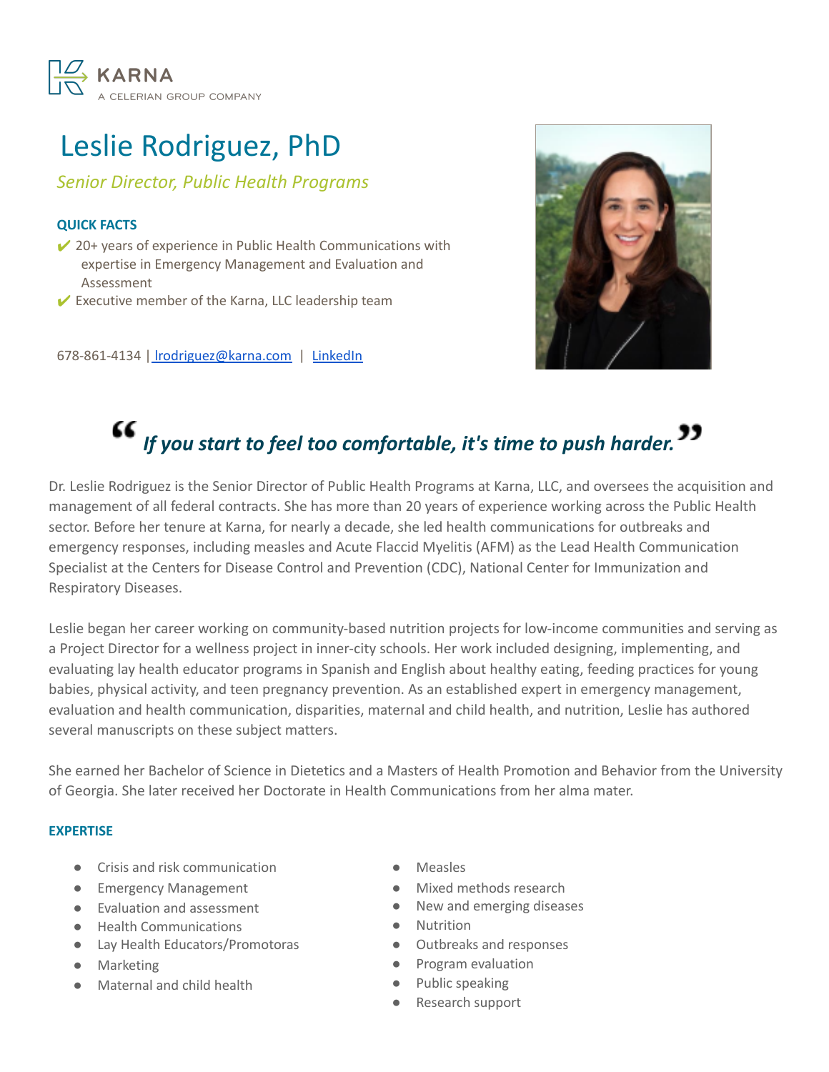KARNA
A CELERIAN GROUP COMPANY

# Leslie Rodriguez, PhD

*Senior Director, Public Health Programs*

**QUICK FACTS**

- ✔ 20+ years of experience in Public Health Communications with expertise in Emergency Management and Evaluation and Assessment
- ✔ Executive member of the Karna, LLC leadership team

678-861-4134 | lrodriguez@karna.com | LinkedIn

> ***"If you start to feel too comfortable, it's time to push harder."***

Dr. Leslie Rodriguez is the Senior Director of Public Health Programs at Karna, LLC, and oversees the acquisition and management of all federal contracts. She has more than 20 years of experience working across the Public Health sector. Before her tenure at Karna, for nearly a decade, she led health communications for outbreaks and emergency responses, including measles and Acute Flaccid Myelitis (AFM) as the Lead Health Communication Specialist at the Centers for Disease Control and Prevention (CDC), National Center for Immunization and Respiratory Diseases.

Leslie began her career working on community-based nutrition projects for low-income communities and serving as a Project Director for a wellness project in inner-city schools. Her work included designing, implementing, and evaluating lay health educator programs in Spanish and English about healthy eating, feeding practices for young babies, physical activity, and teen pregnancy prevention. As an established expert in emergency management, evaluation and health communication, disparities, maternal and child health, and nutrition, Leslie has authored several manuscripts on these subject matters.

She earned her Bachelor of Science in Dietetics and a Masters of Health Promotion and Behavior from the University of Georgia. She later received her Doctorate in Health Communications from her alma mater.

**EXPERTISE**

- Crisis and risk communication
- Emergency Management
- Evaluation and assessment
- Health Communications
- Lay Health Educators/Promotoras
- Marketing
- Maternal and child health
- Measles
- Mixed methods research
- New and emerging diseases
- Nutrition
- Outbreaks and responses
- Program evaluation
- Public speaking
- Research support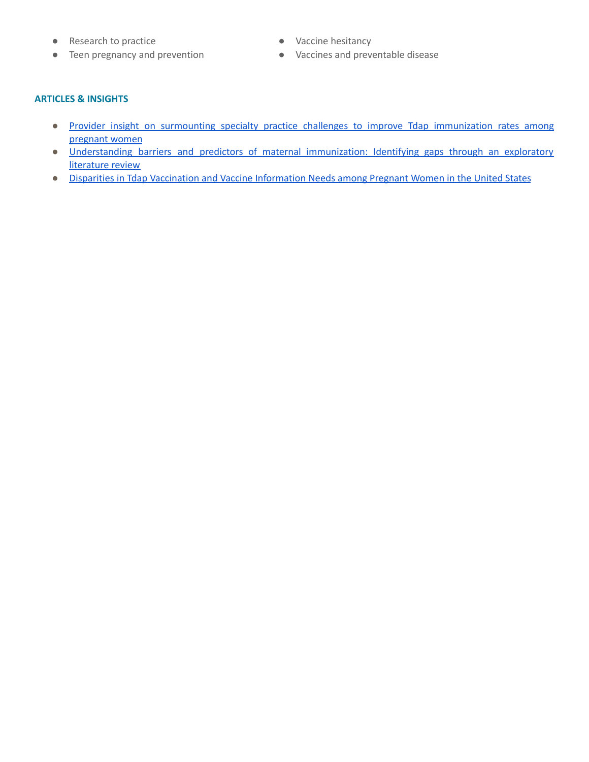- Research to practice
- Teen pregnancy and prevention
- Vaccine hesitancy
- Vaccines and preventable disease

**ARTICLES & INSIGHTS**

- Provider insight on surmounting specialty practice challenges to improve Tdap immunization rates among pregnant women
- Understanding barriers and predictors of maternal immunization: Identifying gaps through an exploratory literature review
- Disparities in Tdap Vaccination and Vaccine Information Needs among Pregnant Women in the United States